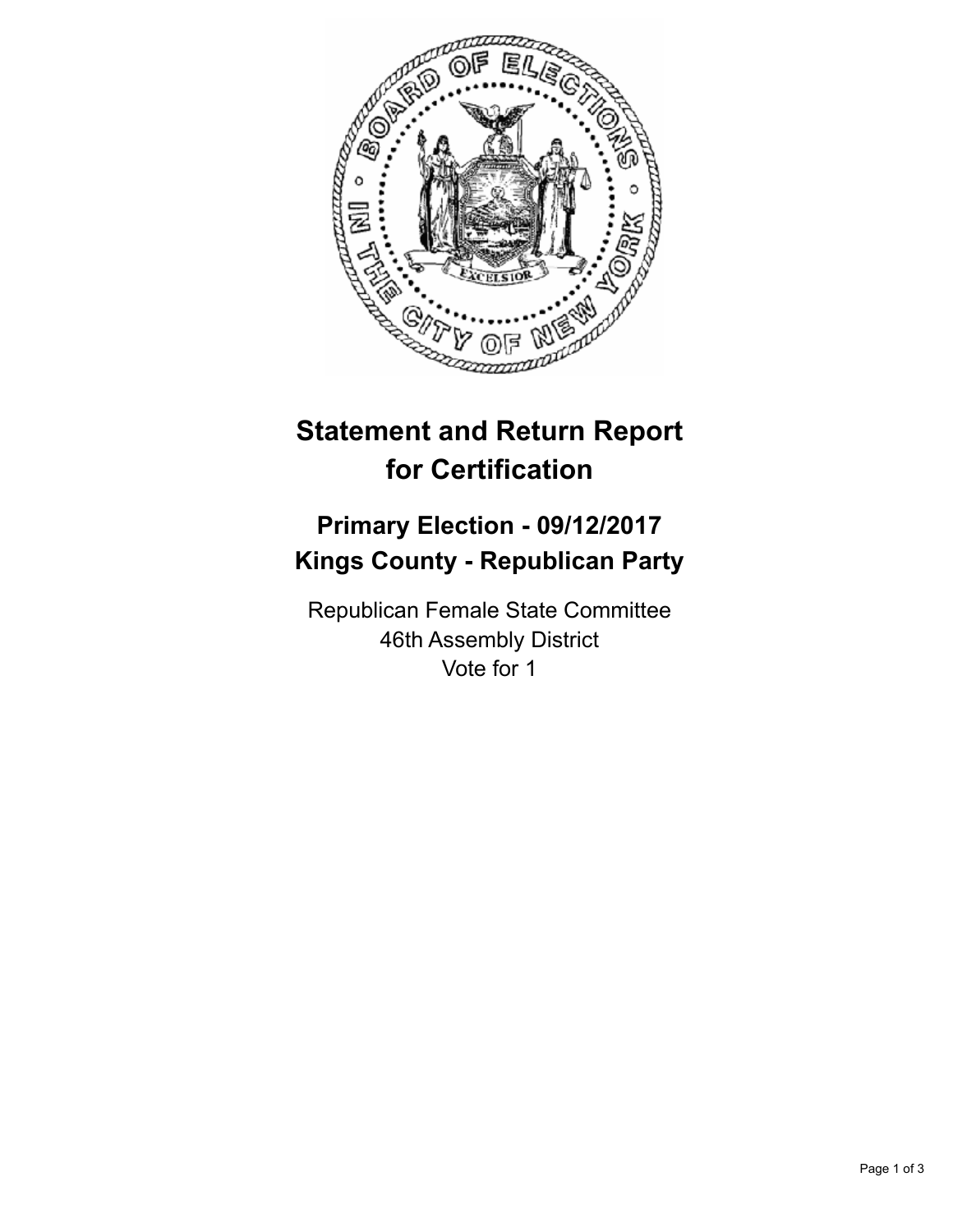# Statement and Return Report for Certification

## Primary Election - 09/12/2017
## Kings County - Republican Party

Republican Female State Committee
46th Assembly District
Vote for 1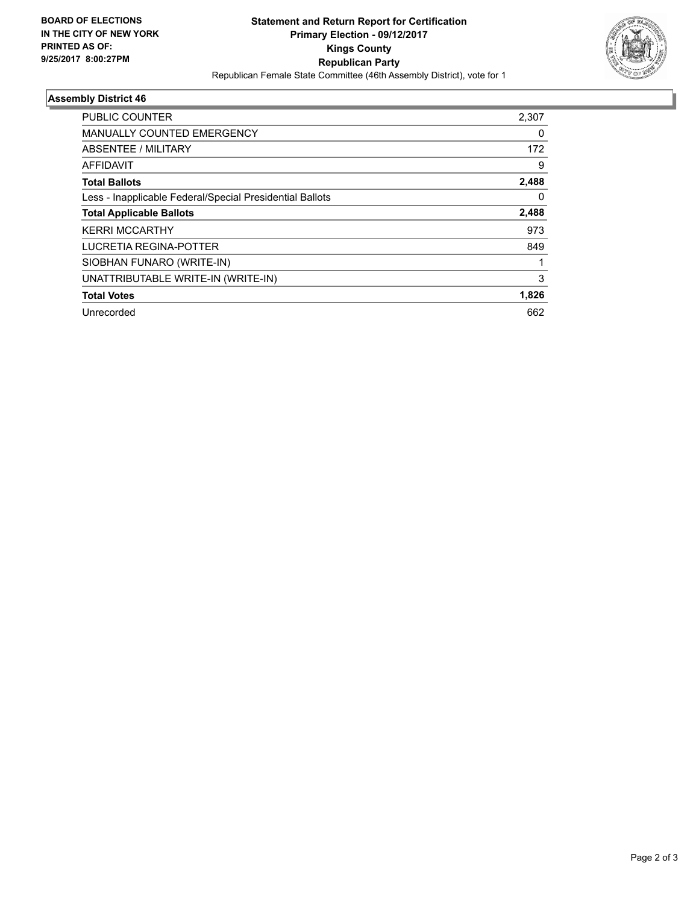**BOARD OF ELECTIONS IN THE CITY OF NEW YORK PRINTED AS OF: 9/25/2017 8:00:27PM**

# Statement and Return Report for Certification
## Primary Election - 09/12/2017
## Kings County
## Republican Party

Republican Female State Committee (46th Assembly District), vote for 1

### Assembly District 46

| | |
|---|---|
| PUBLIC COUNTER | 2,307 |
| MANUALLY COUNTED EMERGENCY | 0 |
| ABSENTEE / MILITARY | 172 |
| AFFIDAVIT | 9 |
| **Total Ballots** | **2,488** |
| Less - Inapplicable Federal/Special Presidential Ballots | 0 |
| **Total Applicable Ballots** | **2,488** |
| KERRI MCCARTHY | 973 |
| LUCRETIA REGINA-POTTER | 849 |
| SIOBHAN FUNARO (WRITE-IN) | 1 |
| UNATTRIBUTABLE WRITE-IN (WRITE-IN) | 3 |
| **Total Votes** | **1,826** |
| Unrecorded | 662 |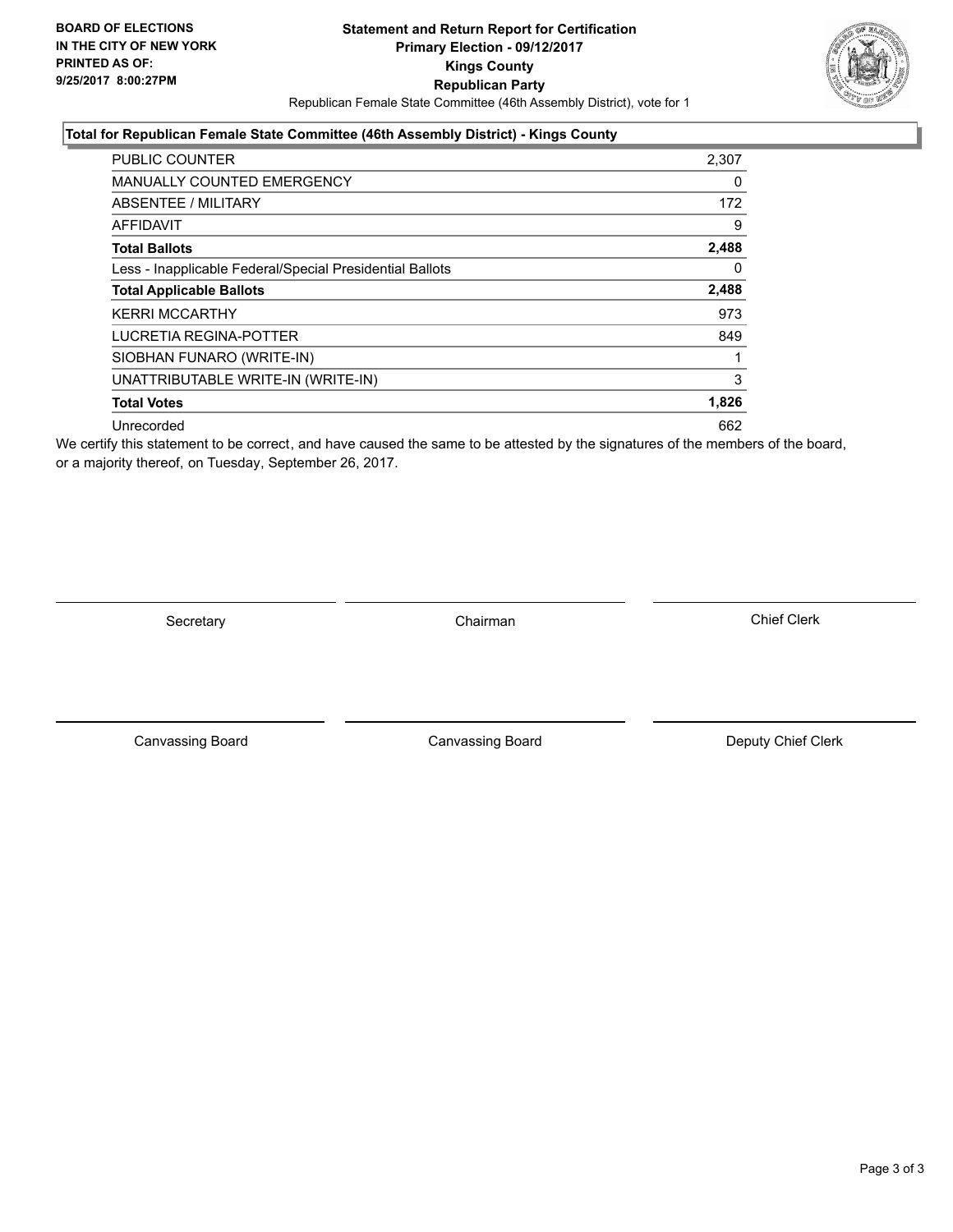**BOARD OF ELECTIONS**
**IN THE CITY OF NEW YORK**
**PRINTED AS OF:**
**9/25/2017 8:00:27PM**

**Statement and Return Report for Certification**
**Primary Election - 09/12/2017**
**Kings County**
**Republican Party**
Republican Female State Committee (46th Assembly District), vote for 1

### Total for Republican Female State Committee (46th Assembly District) - Kings County

| | |
|---|---|
| PUBLIC COUNTER | 2,307 |
| MANUALLY COUNTED EMERGENCY | 0 |
| ABSENTEE / MILITARY | 172 |
| AFFIDAVIT | 9 |
| **Total Ballots** | **2,488** |
| Less - Inapplicable Federal/Special Presidential Ballots | 0 |
| **Total Applicable Ballots** | **2,488** |
| KERRI MCCARTHY | 973 |
| LUCRETIA REGINA-POTTER | 849 |
| SIOBHAN FUNARO (WRITE-IN) | 1 |
| UNATTRIBUTABLE WRITE-IN (WRITE-IN) | 3 |
| **Total Votes** | **1,826** |
| Unrecorded | 662 |

We certify this statement to be correct, and have caused the same to be attested by the signatures of the members of the board, or a majority thereof, on Tuesday, September 26, 2017.

Secretary

Chairman

Chief Clerk

Canvassing Board

Canvassing Board

Deputy Chief Clerk